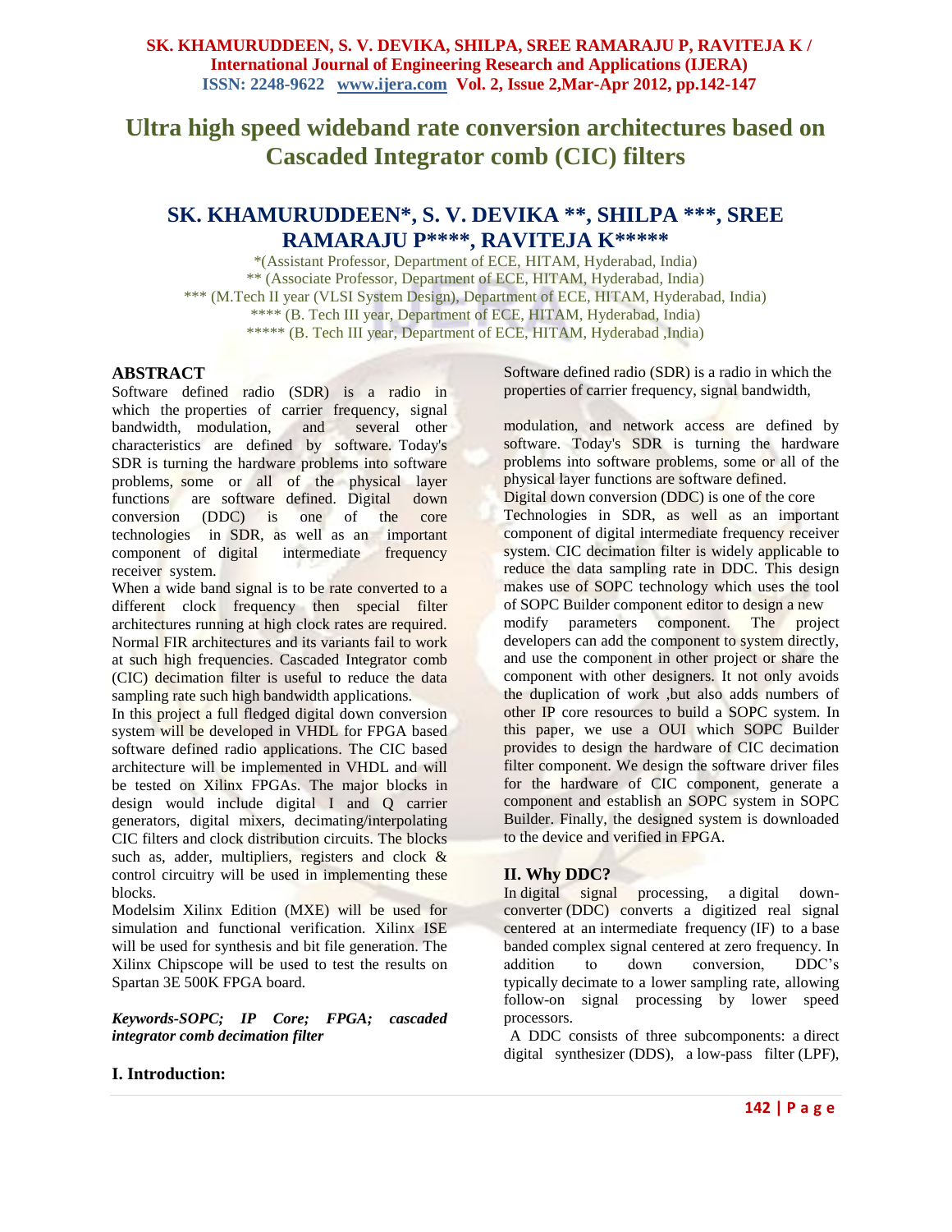# Ultra high speed wideband rate conversion architectures based on Cascaded Integrator comb (CIC) filters

## SK. KHAMURUDDEEN*, S. V. DEVIKA **, SHILPA ***, SREE RAMARAJU P****, RAVITEJA K*****

*(Assistant Professor, Department of ECE, HITAM, Hyderabad, India)
** (Associate Professor, Department of ECE, HITAM, Hyderabad, India)
*** (M.Tech II year (VLSI System Design), Department of ECE, HITAM, Hyderabad, India)
**** (B. Tech III year, Department of ECE, HITAM, Hyderabad, India)
***** (B. Tech III year, Department of ECE, HITAM, Hyderabad ,India)

### ABSTRACT

Software defined radio (SDR) is a radio in which the properties of carrier frequency, signal bandwidth, modulation, and several other characteristics are defined by software. Today's SDR is turning the hardware problems into software problems, some or all of the physical layer functions are software defined. Digital down conversion (DDC) is one of the core technologies in SDR, as well as an important component of digital intermediate frequency receiver system.

When a wide band signal is to be rate converted to a different clock frequency then special filter architectures running at high clock rates are required. Normal FIR architectures and its variants fail to work at such high frequencies. Cascaded Integrator comb (CIC) decimation filter is useful to reduce the data sampling rate such high bandwidth applications.

In this project a full fledged digital down conversion system will be developed in VHDL for FPGA based software defined radio applications. The CIC based architecture will be implemented in VHDL and will be tested on Xilinx FPGAs. The major blocks in design would include digital I and Q carrier generators, digital mixers, decimating/interpolating CIC filters and clock distribution circuits. The blocks such as, adder, multipliers, registers and clock & control circuitry will be used in implementing these blocks.

Modelsim Xilinx Edition (MXE) will be used for simulation and functional verification. Xilinx ISE will be used for synthesis and bit file generation. The Xilinx Chipscope will be used to test the results on Spartan 3E 500K FPGA board.

***Keywords-SOPC; IP Core; FPGA; cascaded integrator comb decimation filter***

### I. Introduction:

Software defined radio (SDR) is a radio in which the properties of carrier frequency, signal bandwidth,

modulation, and network access are defined by software. Today's SDR is turning the hardware problems into software problems, some or all of the physical layer functions are software defined.

Digital down conversion (DDC) is one of the core Technologies in SDR, as well as an important component of digital intermediate frequency receiver system. CIC decimation filter is widely applicable to reduce the data sampling rate in DDC. This design makes use of SOPC technology which uses the tool of SOPC Builder component editor to design a new modify parameters component. The project developers can add the component to system directly, and use the component in other project or share the component with other designers. It not only avoids the duplication of work ,but also adds numbers of other IP core resources to build a SOPC system. In this paper, we use a OUI which SOPC Builder provides to design the hardware of CIC decimation filter component. We design the software driver files for the hardware of CIC component, generate a component and establish an SOPC system in SOPC Builder. Finally, the designed system is downloaded to the device and verified in FPGA.

### II. Why DDC?

In digital signal processing, a digital down-converter (DDC) converts a digitized real signal centered at an intermediate frequency (IF) to a base banded complex signal centered at zero frequency. In addition to down conversion, DDC's typically decimate to a lower sampling rate, allowing follow-on signal processing by lower speed processors.

A DDC consists of three subcomponents: a direct digital synthesizer (DDS), a low-pass filter (LPF),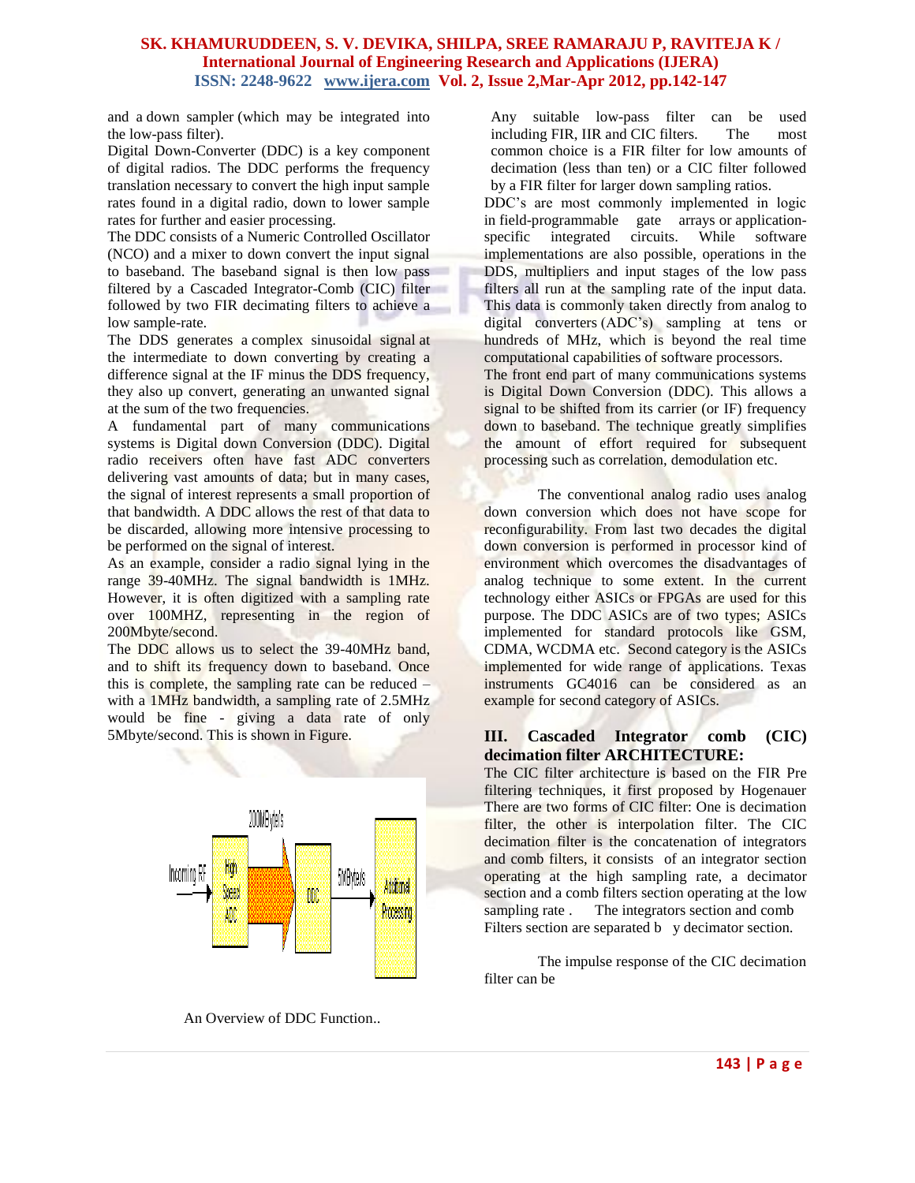and a down sampler (which may be integrated into the low-pass filter).

Digital Down-Converter (DDC) is a key component of digital radios. The DDC performs the frequency translation necessary to convert the high input sample rates found in a digital radio, down to lower sample rates for further and easier processing.

The DDC consists of a Numeric Controlled Oscillator (NCO) and a mixer to down convert the input signal to baseband. The baseband signal is then low pass filtered by a Cascaded Integrator-Comb (CIC) filter followed by two FIR decimating filters to achieve a low sample-rate.

The DDS generates a complex sinusoidal signal at the intermediate to down converting by creating a difference signal at the IF minus the DDS frequency, they also up convert, generating an unwanted signal at the sum of the two frequencies.

A fundamental part of many communications systems is Digital down Conversion (DDC). Digital radio receivers often have fast ADC converters delivering vast amounts of data; but in many cases, the signal of interest represents a small proportion of that bandwidth. A DDC allows the rest of that data to be discarded, allowing more intensive processing to be performed on the signal of interest.

As an example, consider a radio signal lying in the range 39-40MHz. The signal bandwidth is 1MHz. However, it is often digitized with a sampling rate over 100MHZ, representing in the region of 200Mbyte/second.

The DDC allows us to select the 39-40MHz band, and to shift its frequency down to baseband. Once this is complete, the sampling rate can be reduced – with a 1MHz bandwidth, a sampling rate of 2.5MHz would be fine - giving a data rate of only 5Mbyte/second. This is shown in Figure.

Incoming RF → High Speed ADC → 200MBytes/s → DDC → 5MBytes/s → Additional Processing

An Overview of DDC Function..

Any suitable low-pass filter can be used including FIR, IIR and CIC filters. The most common choice is a FIR filter for low amounts of decimation (less than ten) or a CIC filter followed by a FIR filter for larger down sampling ratios.

DDC's are most commonly implemented in logic in field-programmable gate arrays or application-specific integrated circuits. While software implementations are also possible, operations in the DDS, multipliers and input stages of the low pass filters all run at the sampling rate of the input data. This data is commonly taken directly from analog to digital converters (ADC's) sampling at tens or hundreds of MHz, which is beyond the real time computational capabilities of software processors.

The front end part of many communications systems is Digital Down Conversion (DDC). This allows a signal to be shifted from its carrier (or IF) frequency down to baseband. The technique greatly simplifies the amount of effort required for subsequent processing such as correlation, demodulation etc.

The conventional analog radio uses analog down conversion which does not have scope for reconfigurability. From last two decades the digital down conversion is performed in processor kind of environment which overcomes the disadvantages of analog technique to some extent. In the current technology either ASICs or FPGAs are used for this purpose. The DDC ASICs are of two types; ASICs implemented for standard protocols like GSM, CDMA, WCDMA etc. Second category is the ASICs implemented for wide range of applications. Texas instruments GC4016 can be considered as an example for second category of ASICs.

## III. Cascaded Integrator comb (CIC) decimation filter ARCHITECTURE:

The CIC filter architecture is based on the FIR Pre filtering techniques, it first proposed by Hogenauer There are two forms of CIC filter: One is decimation filter, the other is interpolation filter. The CIC decimation filter is the concatenation of integrators and comb filters, it consists of an integrator section operating at the high sampling rate, a decimator section and a comb filters section operating at the low sampling rate . The integrators section and comb Filters section are separated b y decimator section.

The impulse response of the CIC decimation filter can be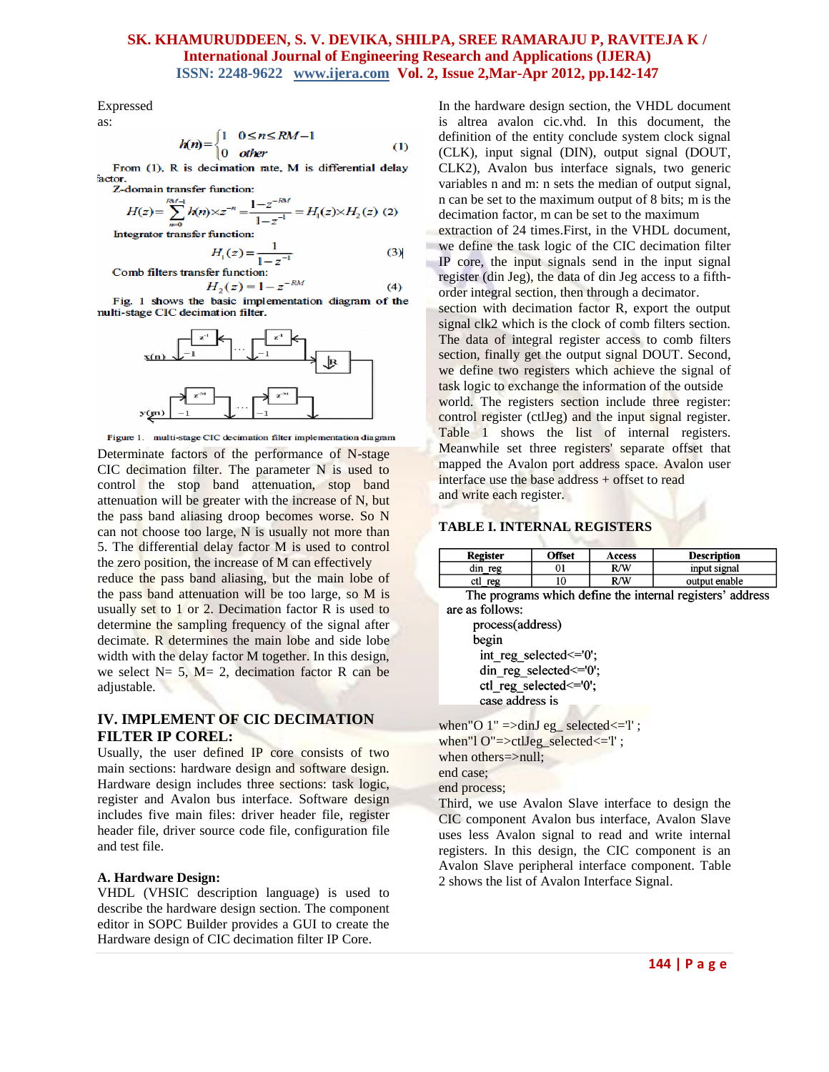Expressed as:

$$h(n)=\begin{cases}1 & 0\leq n\leq RM-1\\ 0 & other\end{cases} \quad (1)$$

From (1), R is decimation rate, M is differential delay factor.

Z-domain transfer function:

$$H(z)=\sum_{n=0}^{RM-1} h(n)\times z^{-n}=\frac{1-z^{-RM}}{1-z^{-1}}=H_1(z)\times H_2(z) \quad (2)$$

Integrator transfer function:

$$H_1(z)=\frac{1}{1-z^{-1}} \quad (3)$$

Comb filters transfer function:

$$H_2(z)=1-z^{-RM} \quad (4)$$

Fig. 1 shows the basic implementation diagram of the multi-stage CIC decimation filter.

Figure 1. multi-stage CIC decimation filter implementation diagram

Determinate factors of the performance of N-stage CIC decimation filter. The parameter N is used to control the stop band attenuation, stop band attenuation will be greater with the increase of N, but the pass band aliasing droop becomes worse. So N can not choose too large, N is usually not more than 5. The differential delay factor M is used to control the zero position, the increase of M can effectively reduce the pass band aliasing, but the main lobe of the pass band attenuation will be too large, so M is usually set to 1 or 2. Decimation factor R is used to determine the sampling frequency of the signal after decimate. R determines the main lobe and side lobe width with the delay factor M together. In this design, we select N= 5, M= 2, decimation factor R can be adjustable.

## IV. IMPLEMENT OF CIC DECIMATION FILTER IP COREL:

Usually, the user defined IP core consists of two main sections: hardware design and software design. Hardware design includes three sections: task logic, register and Avalon bus interface. Software design includes five main files: driver header file, register header file, driver source code file, configuration file and test file.

### A. Hardware Design:

VHDL (VHSIC description language) is used to describe the hardware design section. The component editor in SOPC Builder provides a GUI to create the Hardware design of CIC decimation filter IP Core.

In the hardware design section, the VHDL document is altrea avalon cic.vhd. In this document, the definition of the entity conclude system clock signal (CLK), input signal (DIN), output signal (DOUT, CLK2), Avalon bus interface signals, two generic variables n and m: n sets the median of output signal, n can be set to the maximum output of 8 bits; m is the decimation factor, m can be set to the maximum extraction of 24 times.First, in the VHDL document, we define the task logic of the CIC decimation filter IP core, the input signals send in the input signal register (din Jeg), the data of din Jeg access to a fifth-order integral section, then through a decimator. section with decimation factor R, export the output signal clk2 which is the clock of comb filters section. The data of integral register access to comb filters section, finally get the output signal DOUT. Second, we define two registers which achieve the signal of task logic to exchange the information of the outside world. The registers section include three register: control register (ctlJeg) and the input signal register. Table 1 shows the list of internal registers. Meanwhile set three registers' separate offset that mapped the Avalon port address space. Avalon user interface use the base address + offset to read and write each register.

TABLE I. INTERNAL REGISTERS

| Register | Offset | Access | Description |
|---|---|---|---|
| din_reg | 01 | R/W | input signal |
| ctl_reg | 10 | R/W | output enable |

The programs which define the internal registers' address are as follows:

```
process(address)
begin
  int_reg_selected<='0';
  din_reg_selected<='0';
  ctl_reg_selected<='0';
  case address is
when"O 1" =>dinJ eg_ selected<='l' ;
when"l O"=>ctlJeg_selected<='l' ;
when others=>null;
end case;
end process;
```

Third, we use Avalon Slave interface to design the CIC component Avalon bus interface, Avalon Slave uses less Avalon signal to read and write internal registers. In this design, the CIC component is an Avalon Slave peripheral interface component. Table 2 shows the list of Avalon Interface Signal.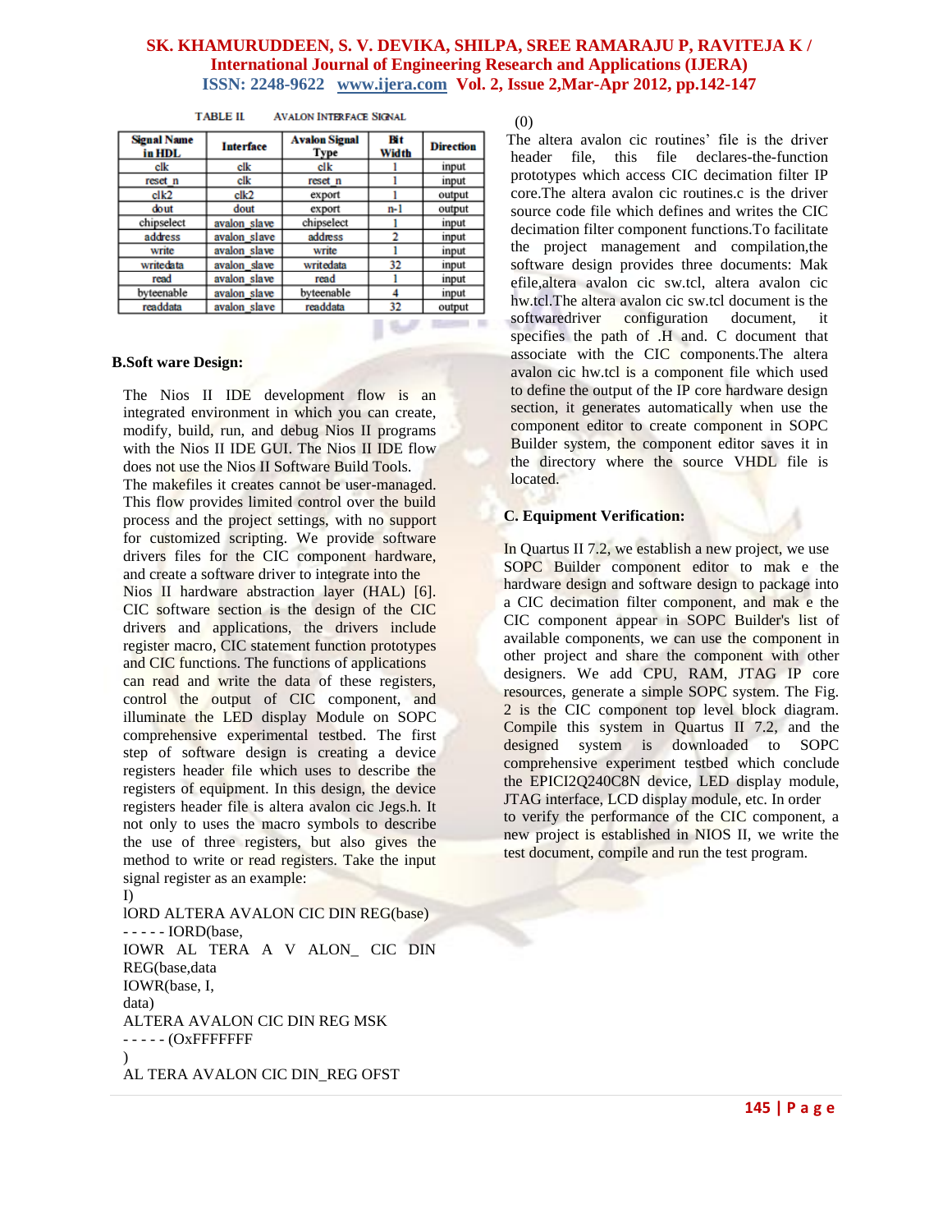TABLE II AVALON INTERFACE SIGNAL

| Signal Name in HDL | Interface | Avalon Signal Type | Bit Width | Direction |
|---|---|---|---|---|
| clk | clk | clk | 1 | input |
| reset_n | clk | reset_n | 1 | input |
| clk2 | clk2 | export | 1 | output |
| dout | dout | export | n-1 | output |
| chipselect | avalon_slave | chipselect | 1 | input |
| address | avalon_slave | address | 2 | input |
| write | avalon_slave | write | 1 | input |
| writedata | avalon_slave | writedata | 32 | input |
| read | avalon_slave | read | 1 | input |
| byteenable | avalon_slave | byteenable | 4 | input |
| readdata | avalon_slave | readdata | 32 | output |

**B.Soft ware Design:**

The Nios II IDE development flow is an integrated environment in which you can create, modify, build, run, and debug Nios II programs with the Nios II IDE GUI. The Nios II IDE flow does not use the Nios II Software Build Tools.
The makefiles it creates cannot be user-managed. This flow provides limited control over the build process and the project settings, with no support for customized scripting. We provide software drivers files for the CIC component hardware, and create a software driver to integrate into the Nios II hardware abstraction layer (HAL) [6]. CIC software section is the design of the CIC drivers and applications, the drivers include register macro, CIC statement function prototypes and CIC functions. The functions of applications can read and write the data of these registers, control the output of CIC component, and illuminate the LED display Module on SOPC comprehensive experimental testbed. The first step of software design is creating a device registers header file which uses to describe the registers of equipment. In this design, the device registers header file is altera avalon cic Jegs.h. It not only to uses the macro symbols to describe the use of three registers, but also gives the method to write or read registers. Take the input signal register as an example:
I)
lORD ALTERA AVALON CIC DIN REG(base)
- - - - - IORD(base,
IOWR AL TERA A V ALON_ CIC DIN REG(base,data
IOWR(base, I,
data)
ALTERA AVALON CIC DIN REG MSK
- - - - - (OxFFFFFFF
)
AL TERA AVALON CIC DIN_REG OFST
(0)
The altera avalon cic routines' file is the driver header file, this file declares-the-function prototypes which access CIC decimation filter IP core.The altera avalon cic routines.c is the driver source code file which defines and writes the CIC decimation filter component functions.To facilitate the project management and compilation,the software design provides three documents: Mak efile,altera avalon cic sw.tcl, altera avalon cic hw.tcl.The altera avalon cic sw.tcl document is the softwaredriver configuration document, it specifies the path of .H and. C document that associate with the CIC components.The altera avalon cic hw.tcl is a component file which used to define the output of the IP core hardware design section, it generates automatically when use the component editor to create component in SOPC Builder system, the component editor saves it in the directory where the source VHDL file is located.

**C. Equipment Verification:**

In Quartus II 7.2, we establish a new project, we use SOPC Builder component editor to mak e the hardware design and software design to package into a CIC decimation filter component, and mak e the CIC component appear in SOPC Builder's list of available components, we can use the component in other project and share the component with other designers. We add CPU, RAM, JTAG IP core resources, generate a simple SOPC system. The Fig. 2 is the CIC component top level block diagram. Compile this system in Quartus II 7.2, and the designed system is downloaded to SOPC comprehensive experiment testbed which conclude the EPICI2Q240C8N device, LED display module, JTAG interface, LCD display module, etc. In order to verify the performance of the CIC component, a new project is established in NIOS II, we write the test document, compile and run the test program.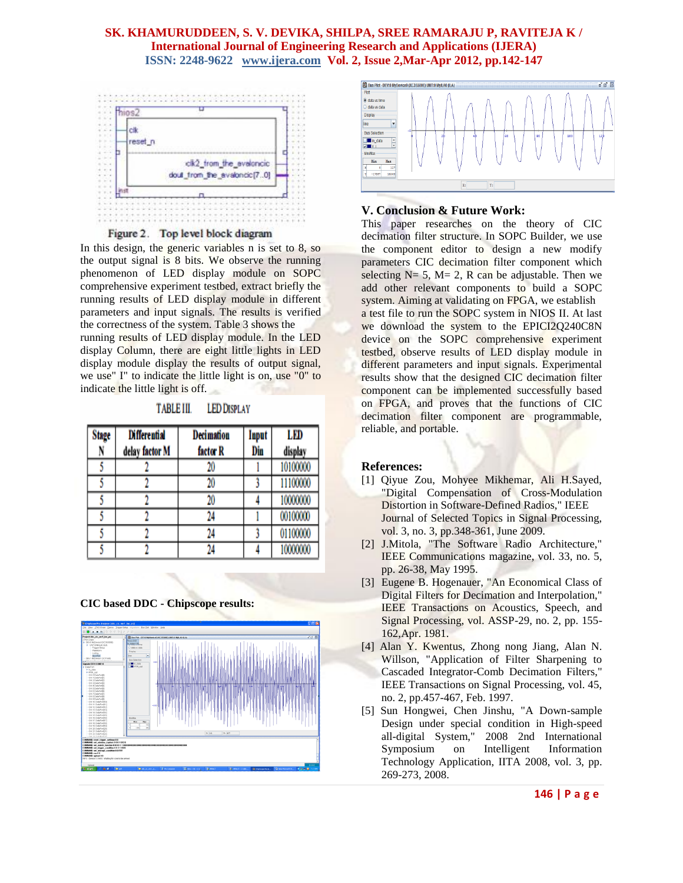Figure 2. Top level block diagram

In this design, the generic variables n is set to 8, so the output signal is 8 bits. We observe the running phenomenon of LED display module on SOPC comprehensive experiment testbed, extract briefly the running results of LED display module in different parameters and input signals. The results is verified the correctness of the system. Table 3 shows the running results of LED display module. In the LED display Column, there are eight little lights in LED display module display the results of output signal, we use" I" to indicate the little light is on, use "0" to indicate the little light is off.

TABLE III. LED DISPLAY

| Stage N | Differential delay factor M | Decimation factor R | Input Din | LED display |
|---|---|---|---|---|
| 5 | 2 | 20 | 1 | 10100000 |
| 5 | 2 | 20 | 3 | 11100000 |
| 5 | 2 | 20 | 4 | 10000000 |
| 5 | 2 | 24 | 1 | 00100000 |
| 5 | 2 | 24 | 3 | 01100000 |
| 5 | 2 | 24 | 4 | 10000000 |

**CIC based DDC - Chipscope results:**

## V. Conclusion & Future Work:

This paper researches on the theory of CIC decimation filter structure. In SOPC Builder, we use the component editor to design a new modify parameters CIC decimation filter component which selecting N= 5, M= 2, R can be adjustable. Then we add other relevant components to build a SOPC system. Aiming at validating on FPGA, we establish a test file to run the SOPC system in NIOS II. At last we download the system to the EPICI2Q240C8N device on the SOPC comprehensive experiment testbed, observe results of LED display module in different parameters and input signals. Experimental results show that the designed CIC decimation filter component can be implemented successfully based on FPGA, and proves that the functions of CIC decimation filter component are programmable, reliable, and portable.

## References:

[1] Qiyue Zou, Mohyee Mikhemar, Ali H.Sayed, "Digital Compensation of Cross-Modulation Distortion in Software-Defined Radios," IEEE Journal of Selected Topics in Signal Processing, vol. 3, no. 3, pp.348-361, June 2009.

[2] J.Mitola, "The Software Radio Architecture," IEEE Communications magazine, vol. 33, no. 5, pp. 26-38, May 1995.

[3] Eugene B. Hogenauer, "An Economical Class of Digital Filters for Decimation and Interpolation," IEEE Transactions on Acoustics, Speech, and Signal Processing, vol. ASSP-29, no. 2, pp. 155-162,Apr. 1981.

[4] Alan Y. Kwentus, Zhong nong Jiang, Alan N. Willson, "Application of Filter Sharpening to Cascaded Integrator-Comb Decimation Filters," IEEE Transactions on Signal Processing, vol. 45, no. 2, pp.457-467, Feb. 1997.

[5] Sun Hongwei, Chen Jinshu, "A Down-sample Design under special condition in High-speed all-digital System," 2008 2nd International Symposium on Intelligent Information Technology Application, IITA 2008, vol. 3, pp. 269-273, 2008.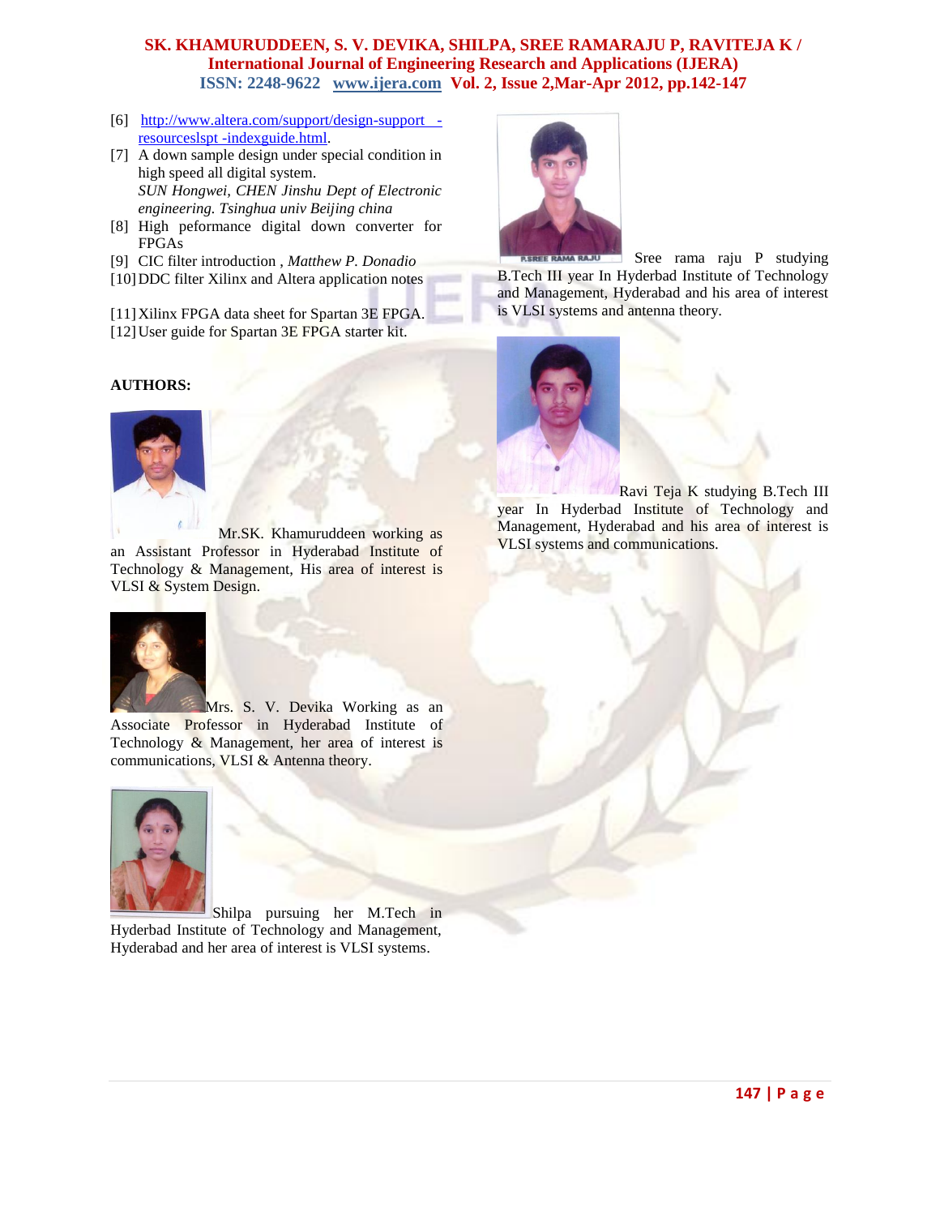[6] http://www.altera.com/support/design-support - resourceslspt -indexguide.html.

[7] A down sample design under special condition in high speed all digital system.
*SUN Hongwei, CHEN Jinshu Dept of Electronic engineering. Tsinghua univ Beijing china*

[8] High peformance digital down converter for FPGAs

[9] CIC filter introduction , *Matthew P. Donadio*

[10] DDC filter Xilinx and Altera application notes

[11] Xilinx FPGA data sheet for Spartan 3E FPGA.

[12] User guide for Spartan 3E FPGA starter kit.

**AUTHORS:**

Mr.SK. Khamuruddeen working as an Assistant Professor in Hyderabad Institute of Technology & Management, His area of interest is VLSI & System Design.

Mrs. S. V. Devika Working as an Associate Professor in Hyderabad Institute of Technology & Management, her area of interest is communications, VLSI & Antenna theory.

Shilpa pursuing her M.Tech in Hyderbad Institute of Technology and Management, Hyderabad and her area of interest is VLSI systems.

Sree rama raju P studying B.Tech III year In Hyderbad Institute of Technology and Management, Hyderabad and his area of interest is VLSI systems and antenna theory.

Ravi Teja K studying B.Tech III year In Hyderbad Institute of Technology and Management, Hyderabad and his area of interest is VLSI systems and communications.